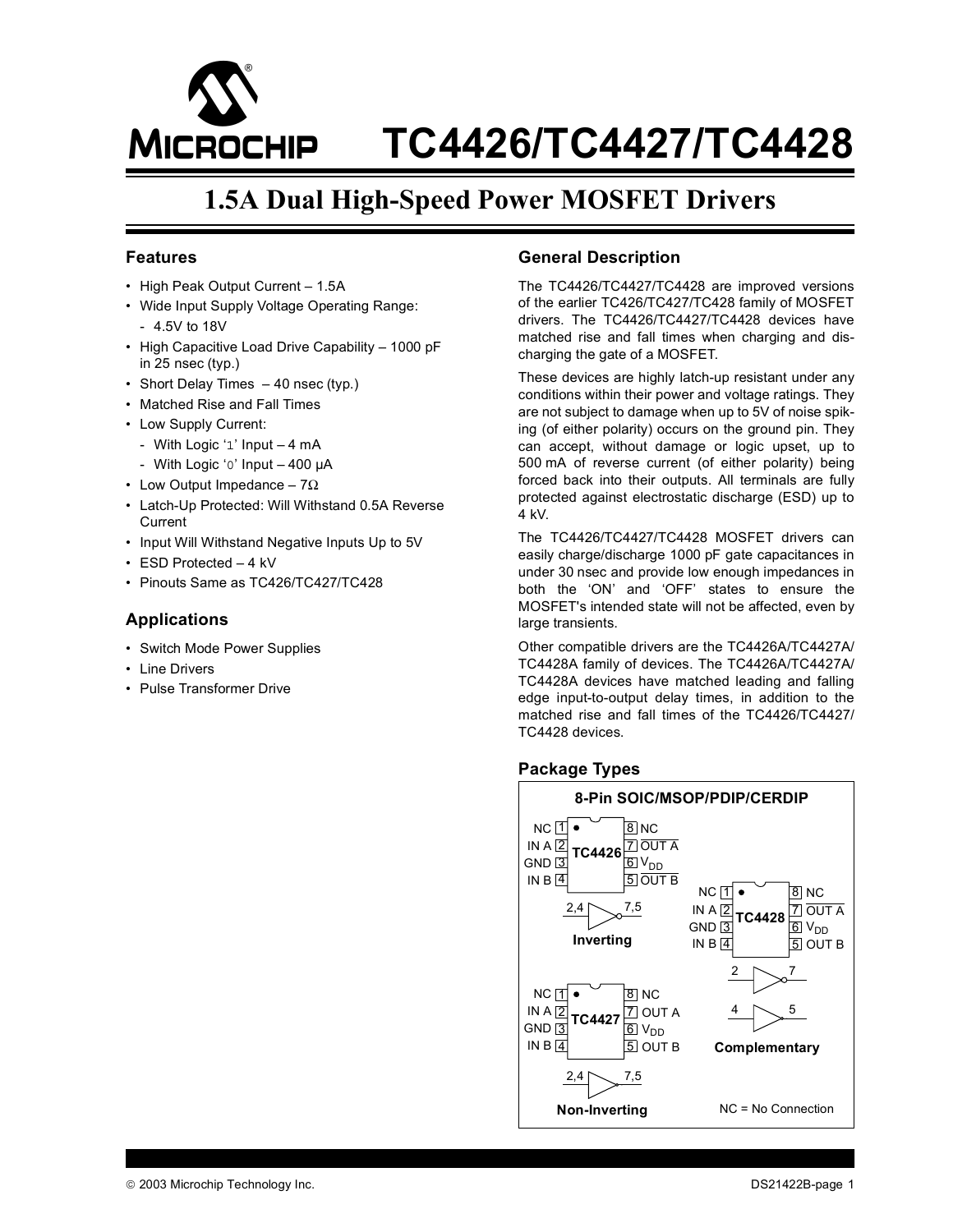# TC4426/TC4427/TC4428

## 1.5A Dual High-Speed Power MOSFET Drivers

### Features

- High Peak Output Current – 1.5A
- Wide Input Supply Voltage Operating Range:
  - 4.5V to 18V
- High Capacitive Load Drive Capability – 1000 pF in 25 nsec (typ.)
- Short Delay Times – 40 nsec (typ.)
- Matched Rise and Fall Times
- Low Supply Current:
  - With Logic '1' Input – 4 mA
  - With Logic '0' Input – 400 µA
- Low Output Impedance – 7Ω
- Latch-Up Protected: Will Withstand 0.5A Reverse Current
- Input Will Withstand Negative Inputs Up to 5V
- ESD Protected – 4 kV
- Pinouts Same as TC426/TC427/TC428

### Applications

- Switch Mode Power Supplies
- Line Drivers
- Pulse Transformer Drive

### General Description

The TC4426/TC4427/TC4428 are improved versions of the earlier TC426/TC427/TC428 family of MOSFET drivers. The TC4426/TC4427/TC4428 devices have matched rise and fall times when charging and discharging the gate of a MOSFET.

These devices are highly latch-up resistant under any conditions within their power and voltage ratings. They are not subject to damage when up to 5V of noise spiking (of either polarity) occurs on the ground pin. They can accept, without damage or logic upset, up to 500 mA of reverse current (of either polarity) being forced back into their outputs. All terminals are fully protected against electrostatic discharge (ESD) up to 4 kV.

The TC4426/TC4427/TC4428 MOSFET drivers can easily charge/discharge 1000 pF gate capacitances in under 30 nsec and provide low enough impedances in both the 'ON' and 'OFF' states to ensure the MOSFET's intended state will not be affected, even by large transients.

Other compatible drivers are the TC4426A/TC4427A/TC4428A family of devices. The TC4426A/TC4427A/TC4428A devices have matched leading and falling edge input-to-output delay times, in addition to the matched rise and fall times of the TC4426/TC4427/TC4428 devices.

### Package Types

**8-Pin SOIC/MSOP/PDIP/CERDIP**

**TC4426 (Inverting)**

| Pin | Name | Pin | Name |
|---|---|---|---|
| 1 | NC | 8 | NC |
| 2 | IN A | 7 | $\overline{\text{OUT A}}$ |
| 3 | GND | 6 | $V_{DD}$ |
| 4 | IN B | 5 | $\overline{\text{OUT B}}$ |

Inverting: 2,4 → 7,5

**TC4427 (Non-Inverting)**

| Pin | Name | Pin | Name |
|---|---|---|---|
| 1 | NC | 8 | NC |
| 2 | IN A | 7 | OUT A |
| 3 | GND | 6 | $V_{DD}$ |
| 4 | IN B | 5 | OUT B |

Non-Inverting: 2,4 → 7,5

**TC4428 (Complementary)**

| Pin | Name | Pin | Name |
|---|---|---|---|
| 1 | NC | 8 | NC |
| 2 | IN A | 7 | $\overline{\text{OUT A}}$ |
| 3 | GND | 6 | $V_{DD}$ |
| 4 | IN B | 5 | OUT B |

Complementary: 2 → 7 (inverting), 4 → 5 (non-inverting)

NC = No Connection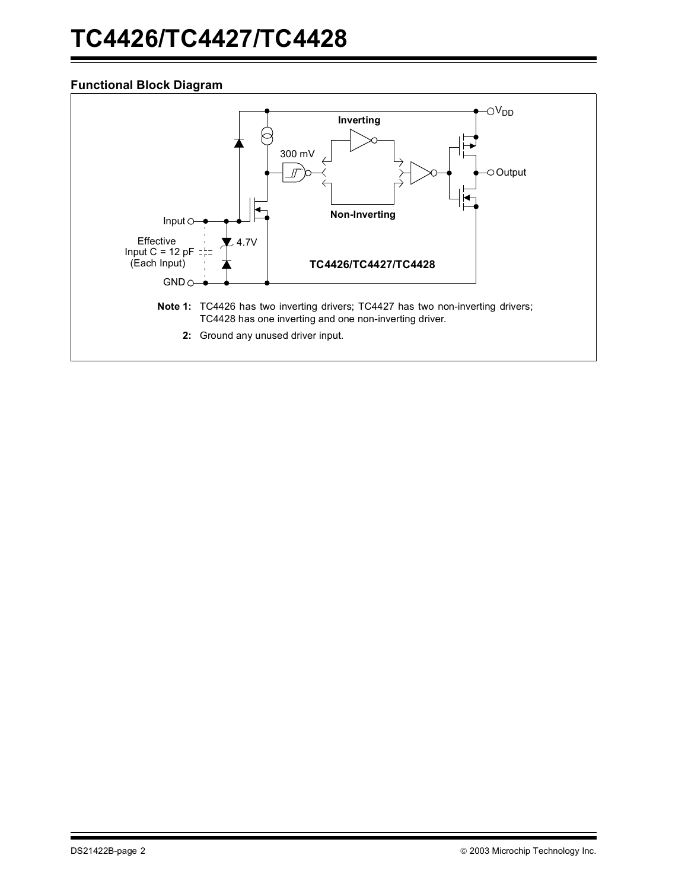## Functional Block Diagram

Inverting

300 mV

$V_{DD}$

Output

Input

Effective
Input C = 12 pF
(Each Input)

4.7V

Non-Inverting

TC4426/TC4427/TC4428

GND

**Note 1:** TC4426 has two inverting drivers; TC4427 has two non-inverting drivers; TC4428 has one inverting and one non-inverting driver.

**2:** Ground any unused driver input.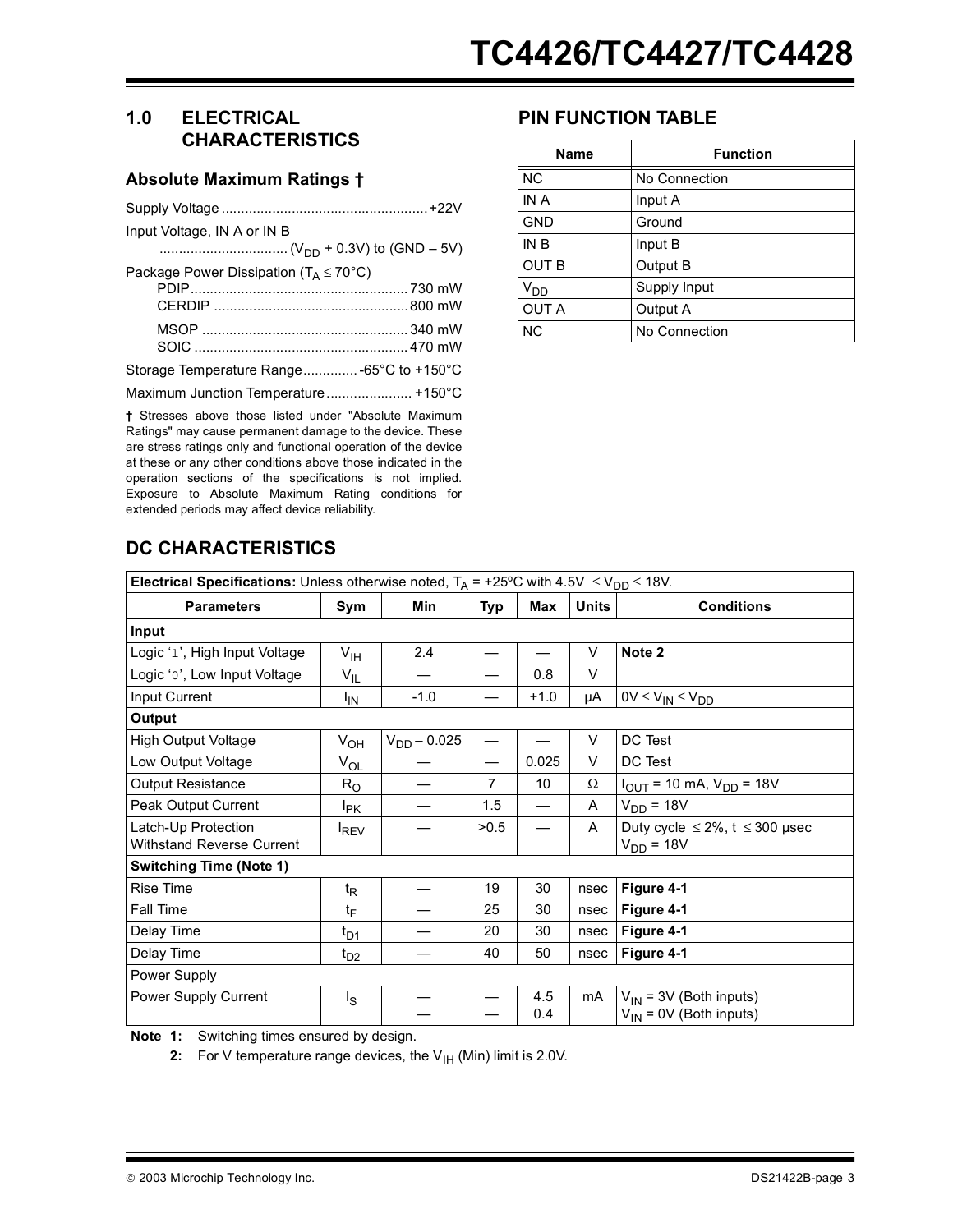## 1.0 ELECTRICAL CHARACTERISTICS

### Absolute Maximum Ratings †

Supply Voltage .................................................... +22V

Input Voltage, IN A or IN B ................................ ($V_{DD}$ + 0.3V) to (GND – 5V)

Package Power Dissipation ($T_A \leq 70°C$)
- PDIP ....................................................... 730 mW
- CERDIP ................................................. 800 mW
- MSOP .................................................... 340 mW
- SOIC ...................................................... 470 mW

Storage Temperature Range .............. -65°C to +150°C

Maximum Junction Temperature ...................... +150°C

**†** Stresses above those listed under "Absolute Maximum Ratings" may cause permanent damage to the device. These are stress ratings only and functional operation of the device at these or any other conditions above those indicated in the operation sections of the specifications is not implied. Exposure to Absolute Maximum Rating conditions for extended periods may affect device reliability.

## PIN FUNCTION TABLE

| Name | Function |
|---|---|
| NC | No Connection |
| IN A | Input A |
| GND | Ground |
| IN B | Input B |
| OUT B | Output B |
| $V_{DD}$ | Supply Input |
| OUT A | Output A |
| NC | No Connection |

## DC CHARACTERISTICS

| **Electrical Specifications:** Unless otherwise noted, $T_A$ = +25ºC with 4.5V $\leq V_{DD} \leq$ 18V. | | | | | | |
|---|---|---|---|---|---|---|
| **Parameters** | **Sym** | **Min** | **Typ** | **Max** | **Units** | **Conditions** |
| **Input** | | | | | | |
| Logic '1', High Input Voltage | $V_{IH}$ | 2.4 | — | — | V | **Note 2** |
| Logic '0', Low Input Voltage | $V_{IL}$ | — | — | 0.8 | V | |
| Input Current | $I_{IN}$ | -1.0 | — | +1.0 | µA | $0V \leq V_{IN} \leq V_{DD}$ |
| **Output** | | | | | | |
| High Output Voltage | $V_{OH}$ | $V_{DD}$ – 0.025 | — | — | V | DC Test |
| Low Output Voltage | $V_{OL}$ | — | — | 0.025 | V | DC Test |
| Output Resistance | $R_O$ | — | 7 | 10 | Ω | $I_{OUT}$ = 10 mA, $V_{DD}$ = 18V |
| Peak Output Current | $I_{PK}$ | — | 1.5 | — | A | $V_{DD}$ = 18V |
| Latch-Up Protection Withstand Reverse Current | $I_{REV}$ | — | >0.5 | — | A | Duty cycle $\leq$ 2%, t $\leq$ 300 µsec $V_{DD}$ = 18V |
| **Switching Time (Note 1)** | | | | | | |
| Rise Time | $t_R$ | — | 19 | 30 | nsec | **Figure 4-1** |
| Fall Time | $t_F$ | — | 25 | 30 | nsec | **Figure 4-1** |
| Delay Time | $t_{D1}$ | — | 20 | 30 | nsec | **Figure 4-1** |
| Delay Time | $t_{D2}$ | — | 40 | 50 | nsec | **Figure 4-1** |
| Power Supply | | | | | | |
| Power Supply Current | $I_S$ | — <br> — | — <br> — | 4.5 <br> 0.4 | mA | $V_{IN}$ = 3V (Both inputs) <br> $V_{IN}$ = 0V (Both inputs) |

**Note 1:** Switching times ensured by design.

**2:** For V temperature range devices, the $V_{IH}$ (Min) limit is 2.0V.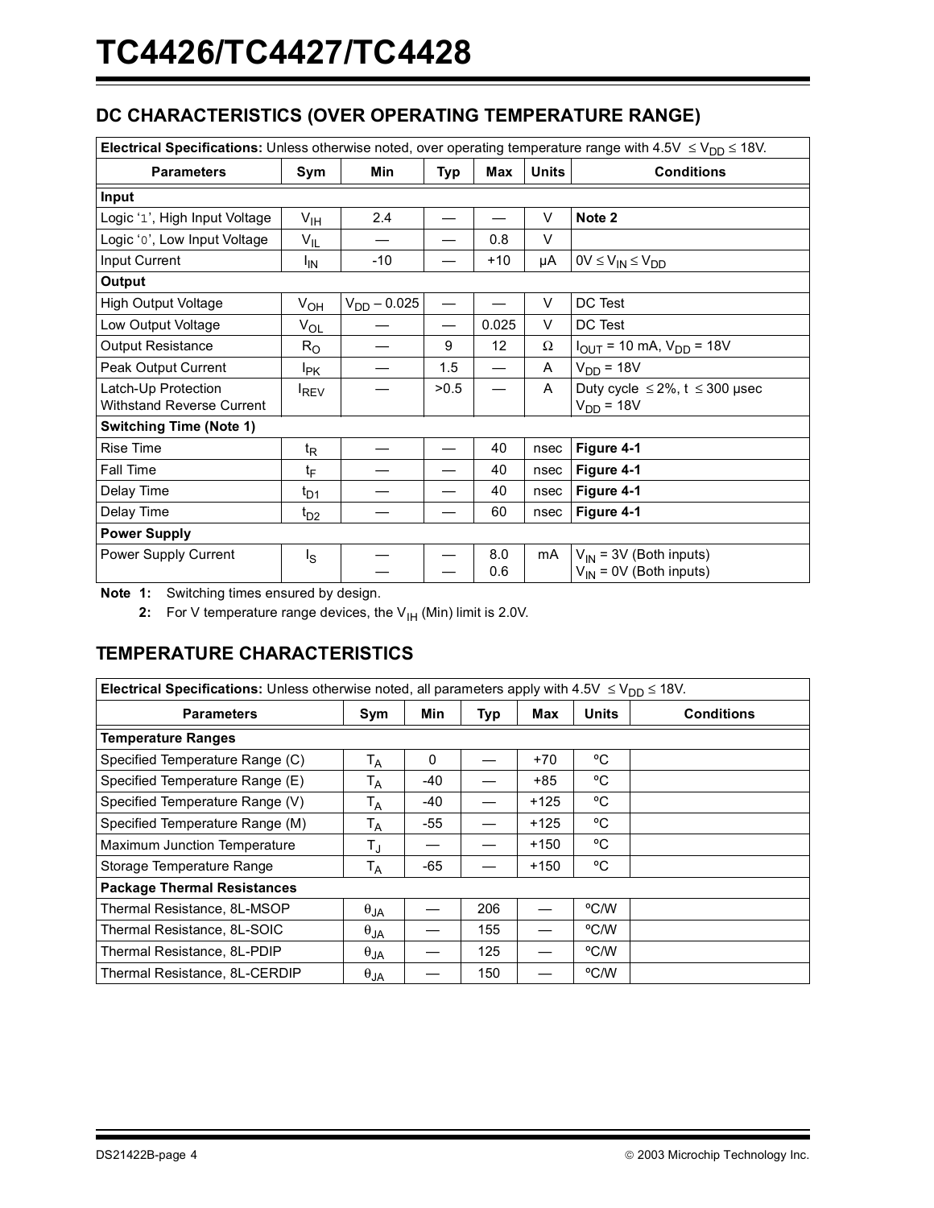## DC CHARACTERISTICS (OVER OPERATING TEMPERATURE RANGE)

| **Electrical Specifications:** Unless otherwise noted, over operating temperature range with 4.5V $\le V_{DD} \le$ 18V. | | | | | | |
|---|---|---|---|---|---|---|
| **Parameters** | **Sym** | **Min** | **Typ** | **Max** | **Units** | **Conditions** |
| **Input** | | | | | | |
| Logic '1', High Input Voltage | $V_{IH}$ | 2.4 | — | — | V | **Note 2** |
| Logic '0', Low Input Voltage | $V_{IL}$ | — | — | 0.8 | V | |
| Input Current | $I_{IN}$ | -10 | — | +10 | µA | $0V \le V_{IN} \le V_{DD}$ |
| **Output** | | | | | | |
| High Output Voltage | $V_{OH}$ | $V_{DD} - 0.025$ | — | — | V | DC Test |
| Low Output Voltage | $V_{OL}$ | — | — | 0.025 | V | DC Test |
| Output Resistance | $R_O$ | — | 9 | 12 | Ω | $I_{OUT}$ = 10 mA, $V_{DD}$ = 18V |
| Peak Output Current | $I_{PK}$ | — | 1.5 | — | A | $V_{DD}$ = 18V |
| Latch-Up Protection Withstand Reverse Current | $I_{REV}$ | — | >0.5 | — | A | Duty cycle $\le$ 2%, t $\le$ 300 µsec $V_{DD}$ = 18V |
| **Switching Time (Note 1)** | | | | | | |
| Rise Time | $t_R$ | — | — | 40 | nsec | **Figure 4-1** |
| Fall Time | $t_F$ | — | — | 40 | nsec | **Figure 4-1** |
| Delay Time | $t_{D1}$ | — | — | 40 | nsec | **Figure 4-1** |
| Delay Time | $t_{D2}$ | — | — | 60 | nsec | **Figure 4-1** |
| **Power Supply** | | | | | | |
| Power Supply Current | $I_S$ | — | — | 8.0 | mA | $V_{IN}$ = 3V (Both inputs) |
| | | — | — | 0.6 | | $V_{IN}$ = 0V (Both inputs) |

**Note 1:** Switching times ensured by design.

**2:** For V temperature range devices, the $V_{IH}$ (Min) limit is 2.0V.

## TEMPERATURE CHARACTERISTICS

| **Electrical Specifications:** Unless otherwise noted, all parameters apply with 4.5V $\le V_{DD} \le$ 18V. | | | | | | |
|---|---|---|---|---|---|---|
| **Parameters** | **Sym** | **Min** | **Typ** | **Max** | **Units** | **Conditions** |
| **Temperature Ranges** | | | | | | |
| Specified Temperature Range (C) | $T_A$ | 0 | — | +70 | ºC | |
| Specified Temperature Range (E) | $T_A$ | -40 | — | +85 | ºC | |
| Specified Temperature Range (V) | $T_A$ | -40 | — | +125 | ºC | |
| Specified Temperature Range (M) | $T_A$ | -55 | — | +125 | ºC | |
| Maximum Junction Temperature | $T_J$ | — | — | +150 | ºC | |
| Storage Temperature Range | $T_A$ | -65 | — | +150 | ºC | |
| **Package Thermal Resistances** | | | | | | |
| Thermal Resistance, 8L-MSOP | $\theta_{JA}$ | — | 206 | — | ºC/W | |
| Thermal Resistance, 8L-SOIC | $\theta_{JA}$ | — | 155 | — | ºC/W | |
| Thermal Resistance, 8L-PDIP | $\theta_{JA}$ | — | 125 | — | ºC/W | |
| Thermal Resistance, 8L-CERDIP | $\theta_{JA}$ | — | 150 | — | ºC/W | |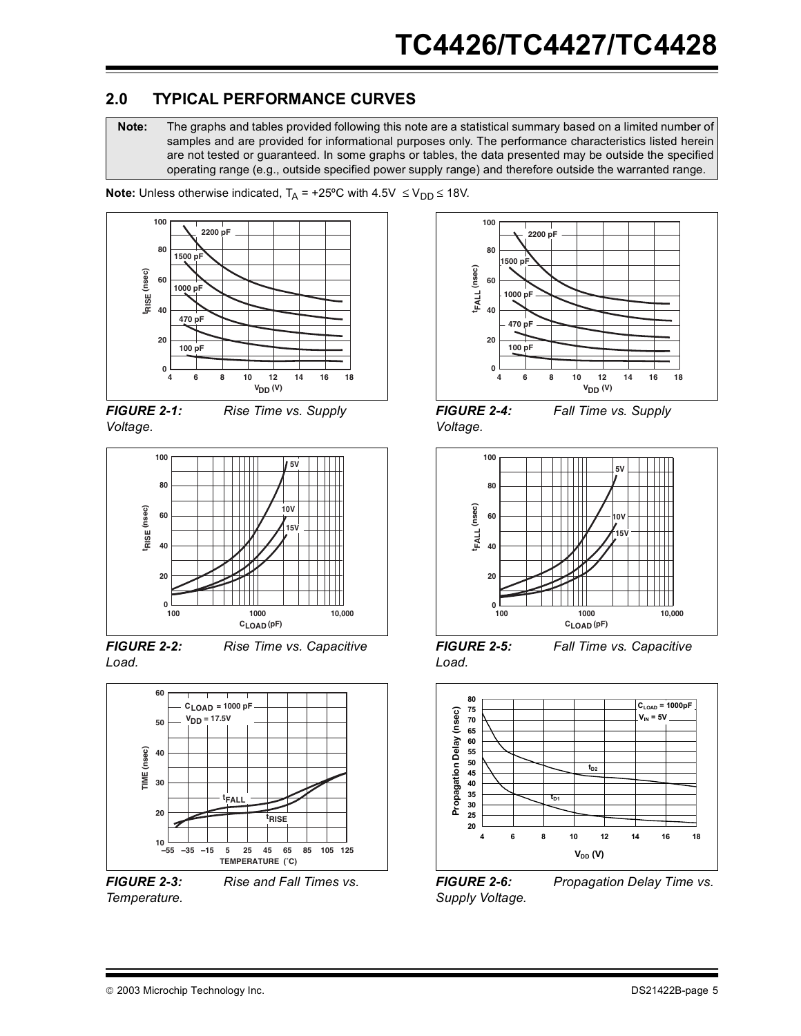## 2.0 TYPICAL PERFORMANCE CURVES

**Note:** The graphs and tables provided following this note are a statistical summary based on a limited number of samples and are provided for informational purposes only. The performance characteristics listed herein are not tested or guaranteed. In some graphs or tables, the data presented may be outside the specified operating range (e.g., outside specified power supply range) and therefore outside the warranted range.

**Note:** Unless otherwise indicated, $T_A$ = +25ºC with 4.5V $\leq V_{DD} \leq$ 18V.

***FIGURE 2-1:*** *Rise Time vs. Supply Voltage.*

***FIGURE 2-2:*** *Rise Time vs. Capacitive Load.*

***FIGURE 2-3:*** *Rise and Fall Times vs. Temperature.*

***FIGURE 2-4:*** *Fall Time vs. Supply Voltage.*

***FIGURE 2-5:*** *Fall Time vs. Capacitive Load.*

***FIGURE 2-6:*** *Propagation Delay Time vs. Supply Voltage.*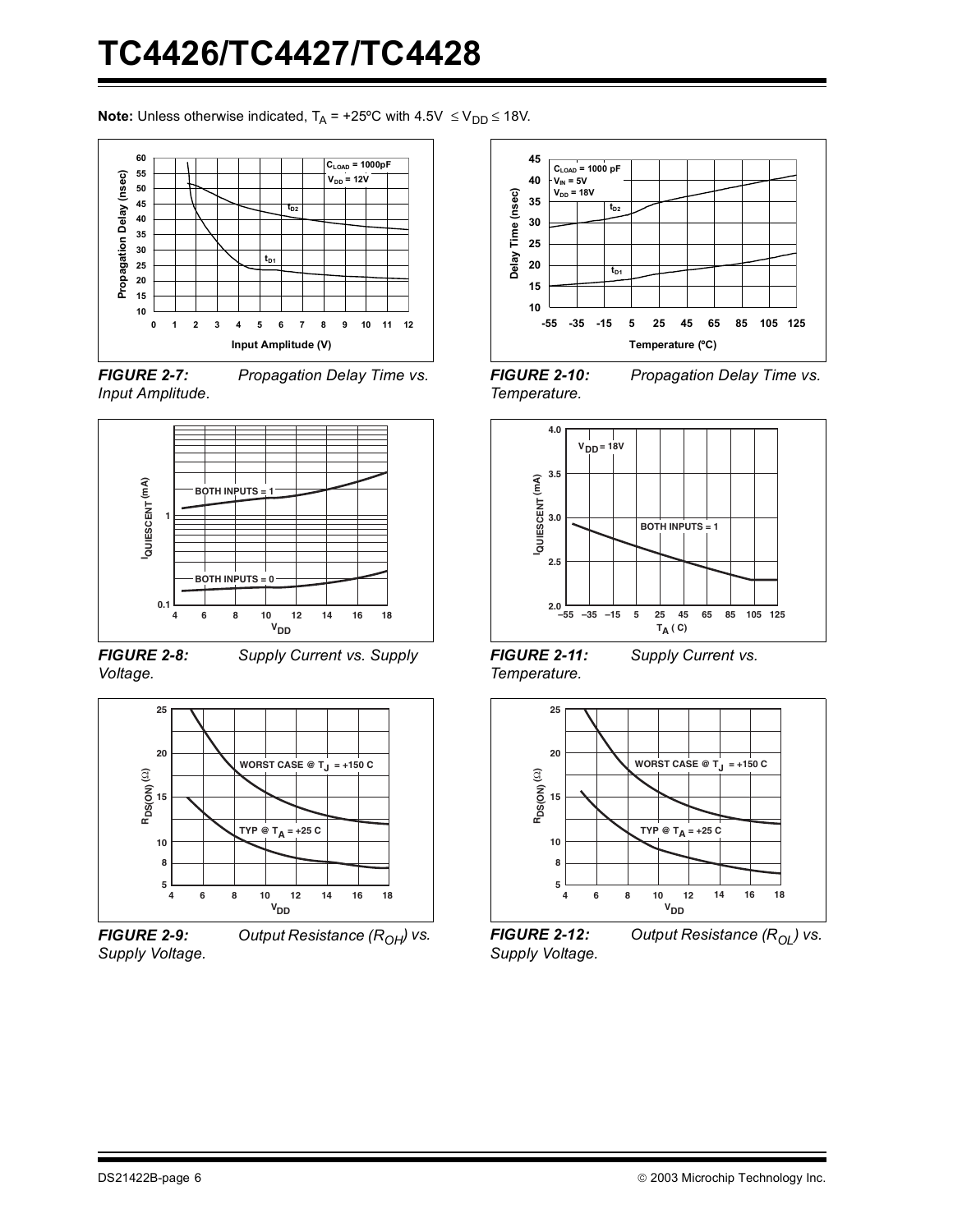**Note:** Unless otherwise indicated, $T_A$ = +25ºC with 4.5V $\leq V_{DD} \leq$ 18V.

**FIGURE 2-7:** *Propagation Delay Time vs. Input Amplitude.*

**FIGURE 2-8:** *Supply Current vs. Supply Voltage.*

**FIGURE 2-9:** *Output Resistance ($R_{OH}$) vs. Supply Voltage.*

**FIGURE 2-10:** *Propagation Delay Time vs. Temperature.*

**FIGURE 2-11:** *Supply Current vs. Temperature.*

**FIGURE 2-12:** *Output Resistance ($R_{OL}$) vs. Supply Voltage.*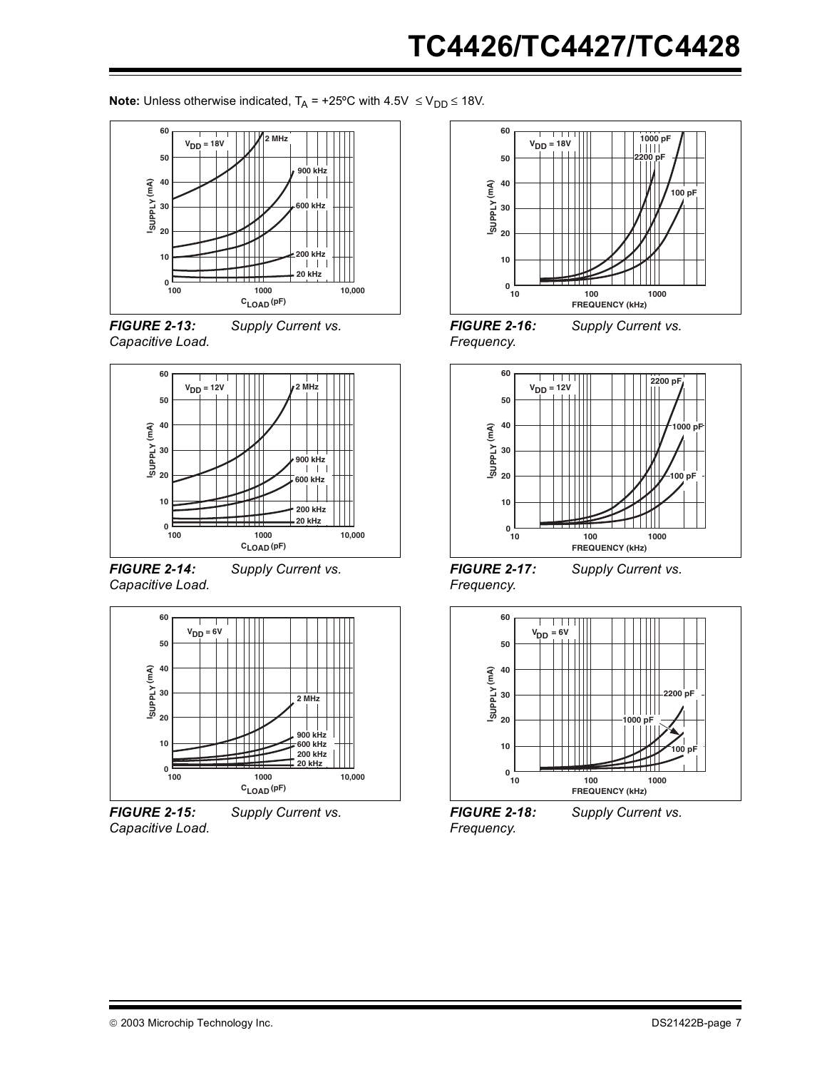**Note:** Unless otherwise indicated, $T_A$ = +25ºC with 4.5V $\leq V_{DD} \leq$ 18V.

*FIGURE 2-13: Supply Current vs. Capacitive Load.*

*FIGURE 2-14: Supply Current vs. Capacitive Load.*

*FIGURE 2-15: Supply Current vs. Capacitive Load.*

*FIGURE 2-16: Supply Current vs. Frequency.*

*FIGURE 2-17: Supply Current vs. Frequency.*

*FIGURE 2-18: Supply Current vs. Frequency.*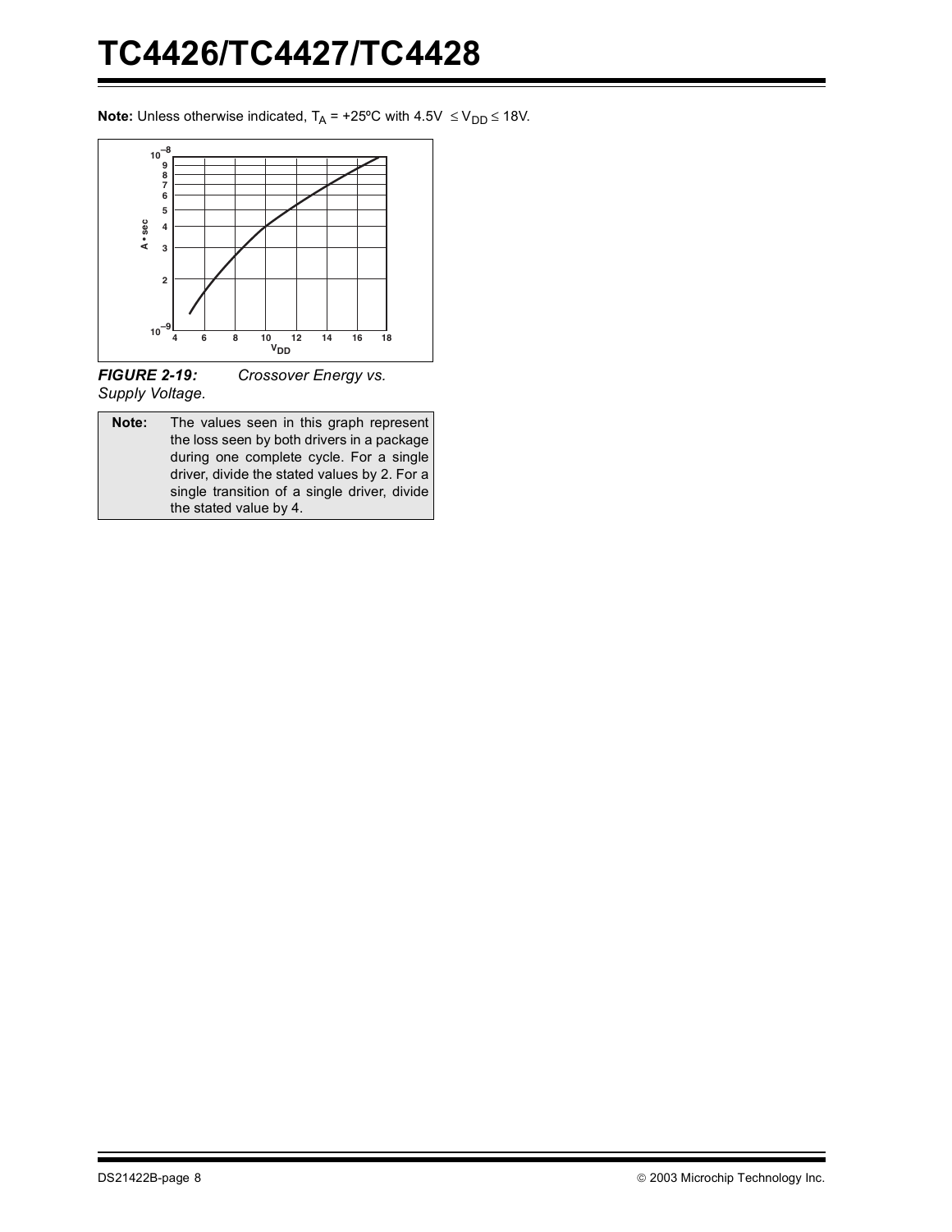**Note:** Unless otherwise indicated, $T_A$ = +25ºC with 4.5V $\leq V_{DD} \leq$ 18V.

*FIGURE 2-19: Crossover Energy vs. Supply Voltage.*

| **Note:** | The values seen in this graph represent the loss seen by both drivers in a package during one complete cycle. For a single driver, divide the stated values by 2. For a single transition of a single driver, divide the stated value by 4. |
|---|---|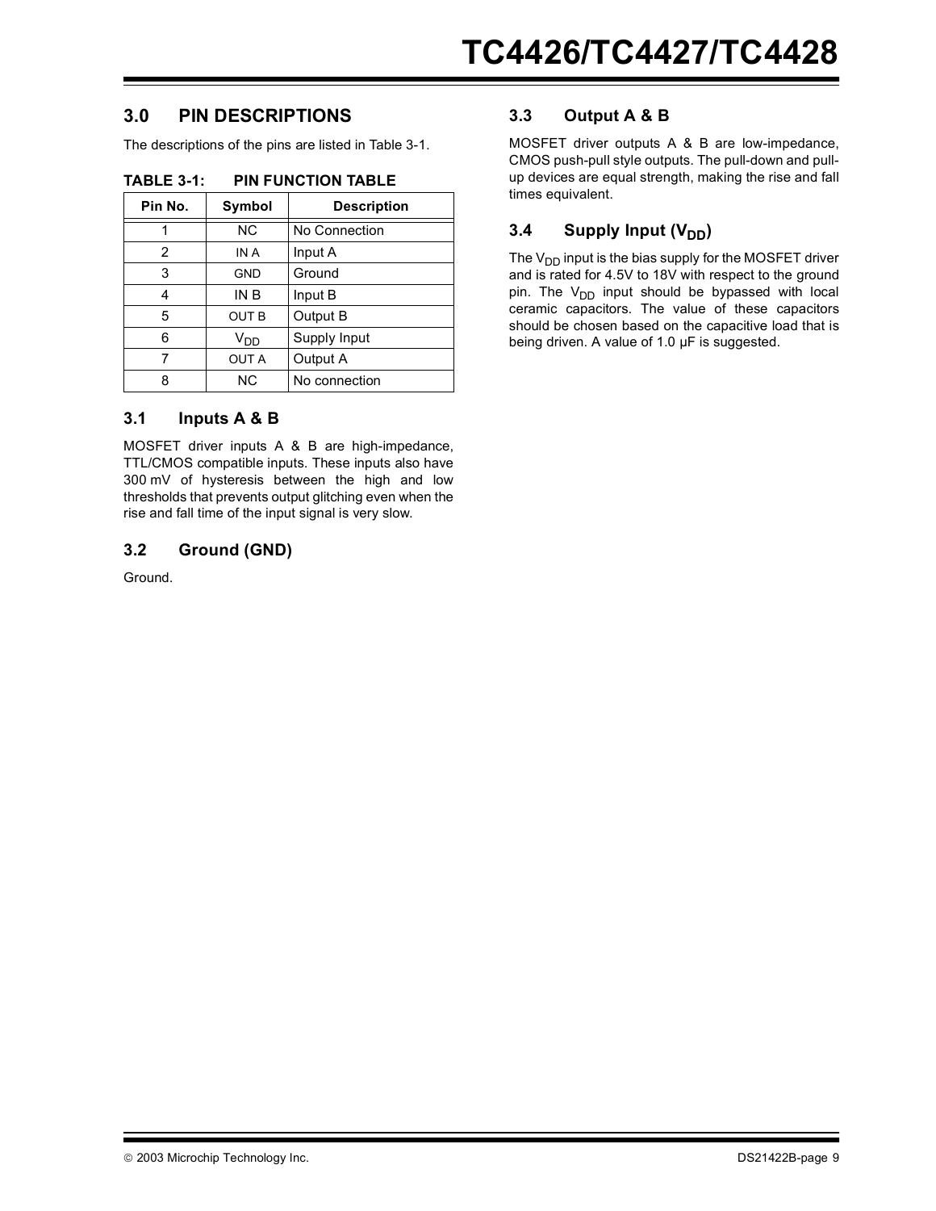## 3.0 PIN DESCRIPTIONS

The descriptions of the pins are listed in Table 3-1.

**TABLE 3-1: PIN FUNCTION TABLE**

| Pin No. | Symbol | Description |
|---|---|---|
| 1 | NC | No Connection |
| 2 | IN A | Input A |
| 3 | GND | Ground |
| 4 | IN B | Input B |
| 5 | OUT B | Output B |
| 6 | $V_{DD}$ | Supply Input |
| 7 | OUT A | Output A |
| 8 | NC | No connection |

### 3.1 Inputs A & B

MOSFET driver inputs A & B are high-impedance, TTL/CMOS compatible inputs. These inputs also have 300 mV of hysteresis between the high and low thresholds that prevents output glitching even when the rise and fall time of the input signal is very slow.

### 3.2 Ground (GND)

Ground.

### 3.3 Output A & B

MOSFET driver outputs A & B are low-impedance, CMOS push-pull style outputs. The pull-down and pull-up devices are equal strength, making the rise and fall times equivalent.

### 3.4 Supply Input ($V_{DD}$)

The $V_{DD}$ input is the bias supply for the MOSFET driver and is rated for 4.5V to 18V with respect to the ground pin. The $V_{DD}$ input should be bypassed with local ceramic capacitors. The value of these capacitors should be chosen based on the capacitive load that is being driven. A value of 1.0 µF is suggested.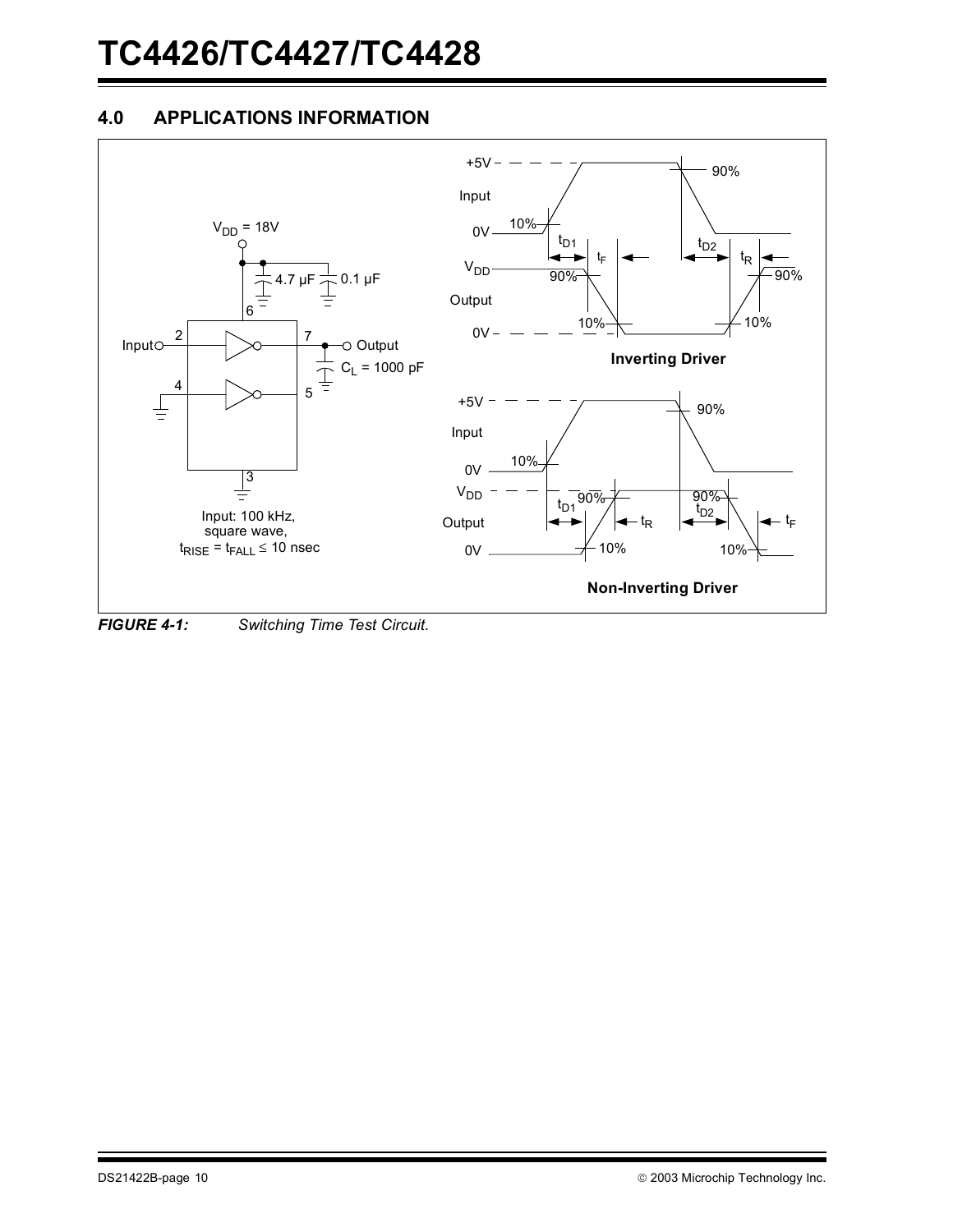## 4.0 APPLICATIONS INFORMATION

$V_{DD}$ = 18V

4.7 µF    0.1 µF

Input: 100 kHz, square wave, $t_{RISE} = t_{FALL} \leq 10$ nsec

$C_L$ = 1000 pF

**Inverting Driver**

**Non-Inverting Driver**

***FIGURE 4-1:*** *Switching Time Test Circuit.*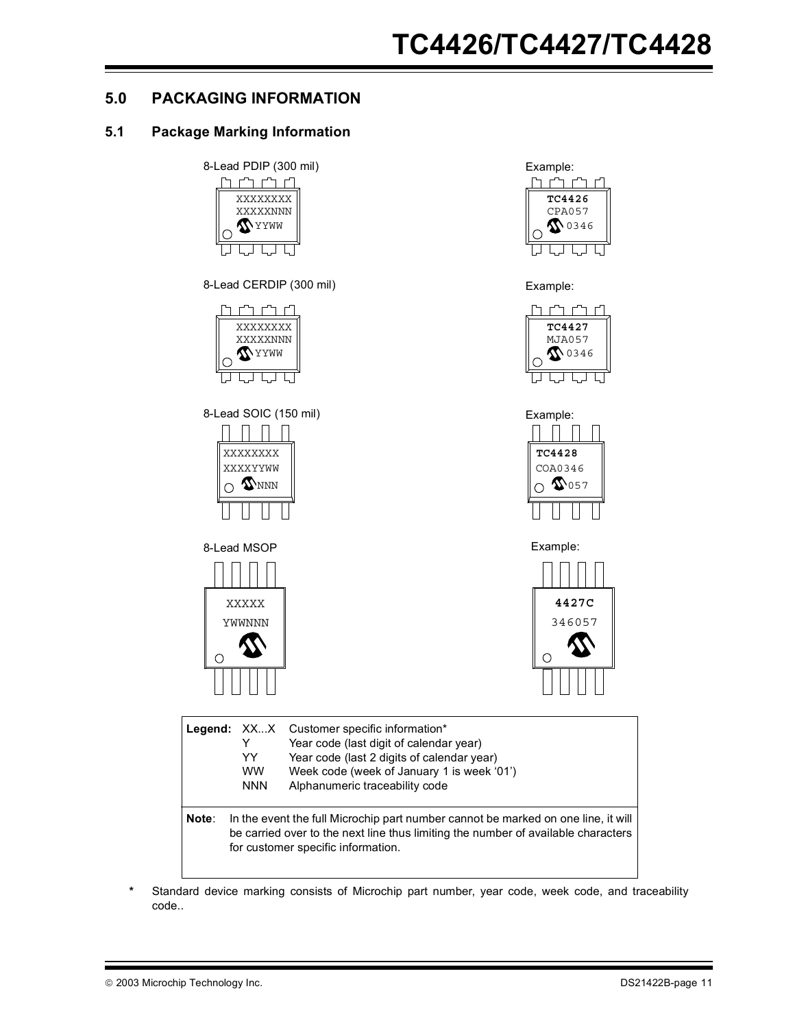## 5.0 PACKAGING INFORMATION

### 5.1 Package Marking Information

8-Lead PDIP (300 mil)

```
XXXXXXXX
XXXXXNNN
YYWW
```

Example:

```
TC4426
CPA057
0346
```

8-Lead CERDIP (300 mil)

```
XXXXXXXX
XXXXXNNN
YYWW
```

Example:

```
TC4427
MJA057
0346
```

8-Lead SOIC (150 mil)

```
XXXXXXXX
XXXXYYWW
NNN
```

Example:

```
TC4428
COA0346
057
```

8-Lead MSOP

```
XXXXX
YWWNNN
```

Example:

```
4427C
346057
```

| Legend: | | |
|---|---|---|
| | XX...X | Customer specific information* |
| | Y | Year code (last digit of calendar year) |
| | YY | Year code (last 2 digits of calendar year) |
| | WW | Week code (week of January 1 is week '01') |
| | NNN | Alphanumeric traceability code |

**Note**: In the event the full Microchip part number cannot be marked on one line, it will be carried over to the next line thus limiting the number of available characters for customer specific information.

\* Standard device marking consists of Microchip part number, year code, week code, and traceability code..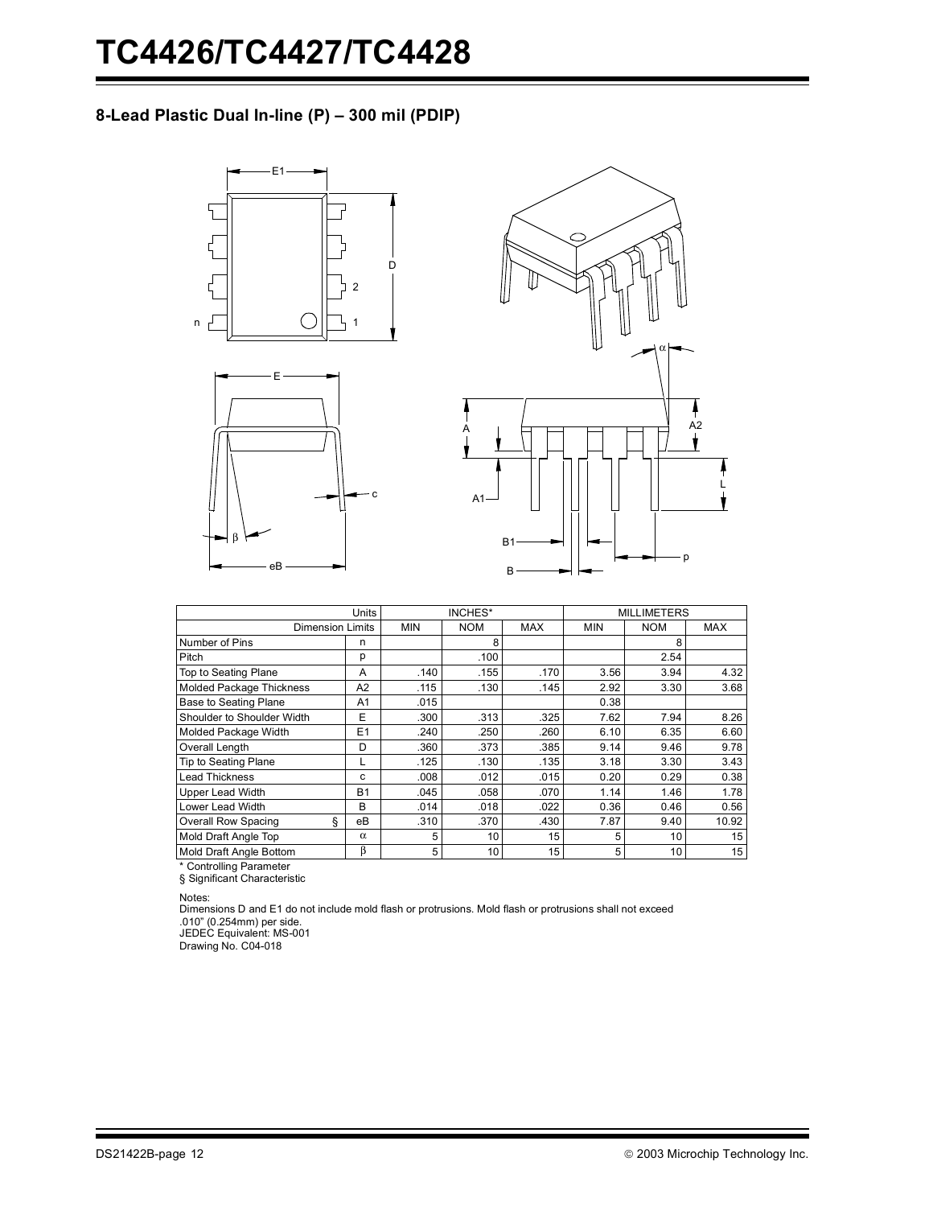## 8-Lead Plastic Dual In-line (P) – 300 mil (PDIP)

| Units | | INCHES* | | | MILLIMETERS | | |
|---|---|---|---|---|---|---|---|
| Dimension Limits | | MIN | NOM | MAX | MIN | NOM | MAX |
| Number of Pins | n | | 8 | | | 8 | |
| Pitch | p | | .100 | | | 2.54 | |
| Top to Seating Plane | A | .140 | .155 | .170 | 3.56 | 3.94 | 4.32 |
| Molded Package Thickness | A2 | .115 | .130 | .145 | 2.92 | 3.30 | 3.68 |
| Base to Seating Plane | A1 | .015 | | | 0.38 | | |
| Shoulder to Shoulder Width | E | .300 | .313 | .325 | 7.62 | 7.94 | 8.26 |
| Molded Package Width | E1 | .240 | .250 | .260 | 6.10 | 6.35 | 6.60 |
| Overall Length | D | .360 | .373 | .385 | 9.14 | 9.46 | 9.78 |
| Tip to Seating Plane | L | .125 | .130 | .135 | 3.18 | 3.30 | 3.43 |
| Lead Thickness | c | .008 | .012 | .015 | 0.20 | 0.29 | 0.38 |
| Upper Lead Width | B1 | .045 | .058 | .070 | 1.14 | 1.46 | 1.78 |
| Lower Lead Width | B | .014 | .018 | .022 | 0.36 | 0.46 | 0.56 |
| Overall Row Spacing § | eB | .310 | .370 | .430 | 7.87 | 9.40 | 10.92 |
| Mold Draft Angle Top | α | 5 | 10 | 15 | 5 | 10 | 15 |
| Mold Draft Angle Bottom | β | 5 | 10 | 15 | 5 | 10 | 15 |

\* Controlling Parameter
§ Significant Characteristic

Notes:
Dimensions D and E1 do not include mold flash or protrusions. Mold flash or protrusions shall not exceed .010" (0.254mm) per side.
JEDEC Equivalent: MS-001
Drawing No. C04-018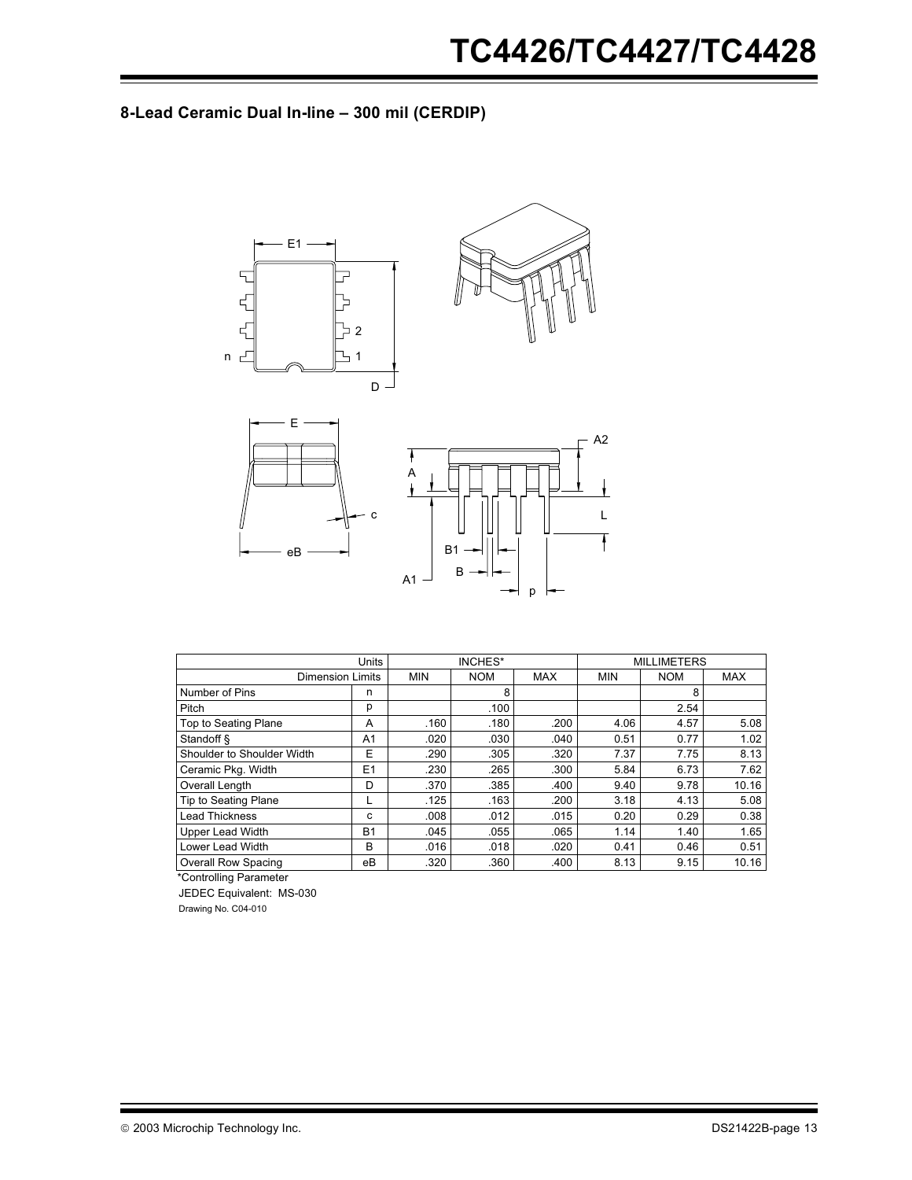## 8-Lead Ceramic Dual In-line – 300 mil (CERDIP)

| Units | | INCHES* | | | MILLIMETERS | | |
|---|---|---|---|---|---|---|---|
| Dimension Limits | | MIN | NOM | MAX | MIN | NOM | MAX |
| Number of Pins | n | | 8 | | | 8 | |
| Pitch | p | | .100 | | | 2.54 | |
| Top to Seating Plane | A | .160 | .180 | .200 | 4.06 | 4.57 | 5.08 |
| Standoff § | A1 | .020 | .030 | .040 | 0.51 | 0.77 | 1.02 |
| Shoulder to Shoulder Width | E | .290 | .305 | .320 | 7.37 | 7.75 | 8.13 |
| Ceramic Pkg. Width | E1 | .230 | .265 | .300 | 5.84 | 6.73 | 7.62 |
| Overall Length | D | .370 | .385 | .400 | 9.40 | 9.78 | 10.16 |
| Tip to Seating Plane | L | .125 | .163 | .200 | 3.18 | 4.13 | 5.08 |
| Lead Thickness | c | .008 | .012 | .015 | 0.20 | 0.29 | 0.38 |
| Upper Lead Width | B1 | .045 | .055 | .065 | 1.14 | 1.40 | 1.65 |
| Lower Lead Width | B | .016 | .018 | .020 | 0.41 | 0.46 | 0.51 |
| Overall Row Spacing | eB | .320 | .360 | .400 | 8.13 | 9.15 | 10.16 |

*Controlling Parameter

JEDEC Equivalent: MS-030

Drawing No. C04-010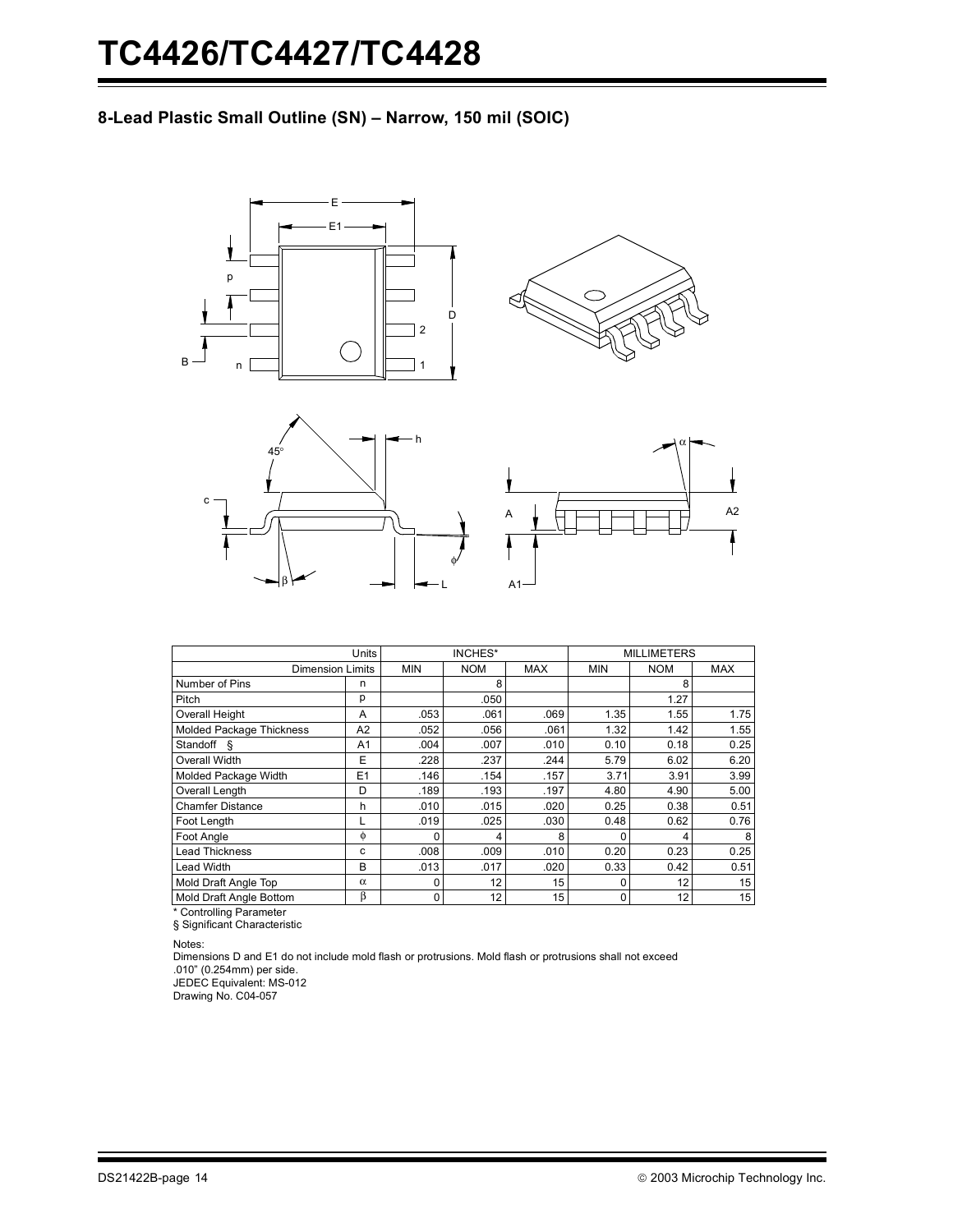## 8-Lead Plastic Small Outline (SN) – Narrow, 150 mil (SOIC)

| Units | | INCHES* | | | MILLIMETERS | | |
|---|---|---|---|---|---|---|---|
| Dimension Limits | | MIN | NOM | MAX | MIN | NOM | MAX |
| Number of Pins | n | | 8 | | | 8 | |
| Pitch | p | | .050 | | | 1.27 | |
| Overall Height | A | .053 | .061 | .069 | 1.35 | 1.55 | 1.75 |
| Molded Package Thickness | A2 | .052 | .056 | .061 | 1.32 | 1.42 | 1.55 |
| Standoff § | A1 | .004 | .007 | .010 | 0.10 | 0.18 | 0.25 |
| Overall Width | E | .228 | .237 | .244 | 5.79 | 6.02 | 6.20 |
| Molded Package Width | E1 | .146 | .154 | .157 | 3.71 | 3.91 | 3.99 |
| Overall Length | D | .189 | .193 | .197 | 4.80 | 4.90 | 5.00 |
| Chamfer Distance | h | .010 | .015 | .020 | 0.25 | 0.38 | 0.51 |
| Foot Length | L | .019 | .025 | .030 | 0.48 | 0.62 | 0.76 |
| Foot Angle | $\phi$ | 0 | 4 | 8 | 0 | 4 | 8 |
| Lead Thickness | c | .008 | .009 | .010 | 0.20 | 0.23 | 0.25 |
| Lead Width | B | .013 | .017 | .020 | 0.33 | 0.42 | 0.51 |
| Mold Draft Angle Top | $\alpha$ | 0 | 12 | 15 | 0 | 12 | 15 |
| Mold Draft Angle Bottom | $\beta$ | 0 | 12 | 15 | 0 | 12 | 15 |

\* Controlling Parameter
§ Significant Characteristic

Notes:
Dimensions D and E1 do not include mold flash or protrusions. Mold flash or protrusions shall not exceed .010" (0.254mm) per side.
JEDEC Equivalent: MS-012
Drawing No. C04-057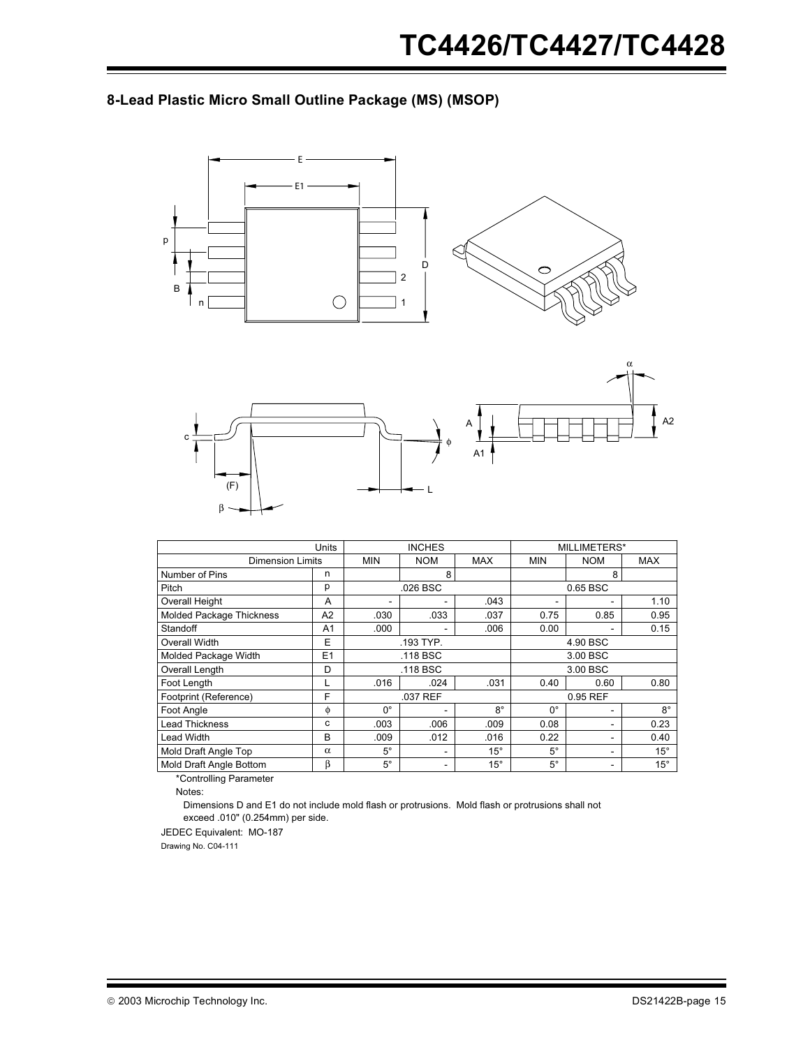## 8-Lead Plastic Micro Small Outline Package (MS) (MSOP)

| | Units | INCHES | | | MILLIMETERS* | | |
|---|---|---|---|---|---|---|---|
| Dimension Limits | | MIN | NOM | MAX | MIN | NOM | MAX |
| Number of Pins | n | | 8 | | | 8 | |
| Pitch | p | | .026 BSC | | | 0.65 BSC | |
| Overall Height | A | - | - | .043 | - | - | 1.10 |
| Molded Package Thickness | A2 | .030 | .033 | .037 | 0.75 | 0.85 | 0.95 |
| Standoff | A1 | .000 | - | .006 | 0.00 | - | 0.15 |
| Overall Width | E | | .193 TYP. | | | 4.90 BSC | |
| Molded Package Width | E1 | | .118 BSC | | | 3.00 BSC | |
| Overall Length | D | | .118 BSC | | | 3.00 BSC | |
| Foot Length | L | .016 | .024 | .031 | 0.40 | 0.60 | 0.80 |
| Footprint (Reference) | F | | .037 REF | | | 0.95 REF | |
| Foot Angle | $\phi$ | 0° | - | 8° | 0° | - | 8° |
| Lead Thickness | c | .003 | .006 | .009 | 0.08 | - | 0.23 |
| Lead Width | B | .009 | .012 | .016 | 0.22 | - | 0.40 |
| Mold Draft Angle Top | $\alpha$ | 5° | - | 15° | 5° | - | 15° |
| Mold Draft Angle Bottom | $\beta$ | 5° | - | 15° | 5° | - | 15° |

*Controlling Parameter

Notes:

Dimensions D and E1 do not include mold flash or protrusions. Mold flash or protrusions shall not exceed .010" (0.254mm) per side.

JEDEC Equivalent: MO-187

Drawing No. C04-111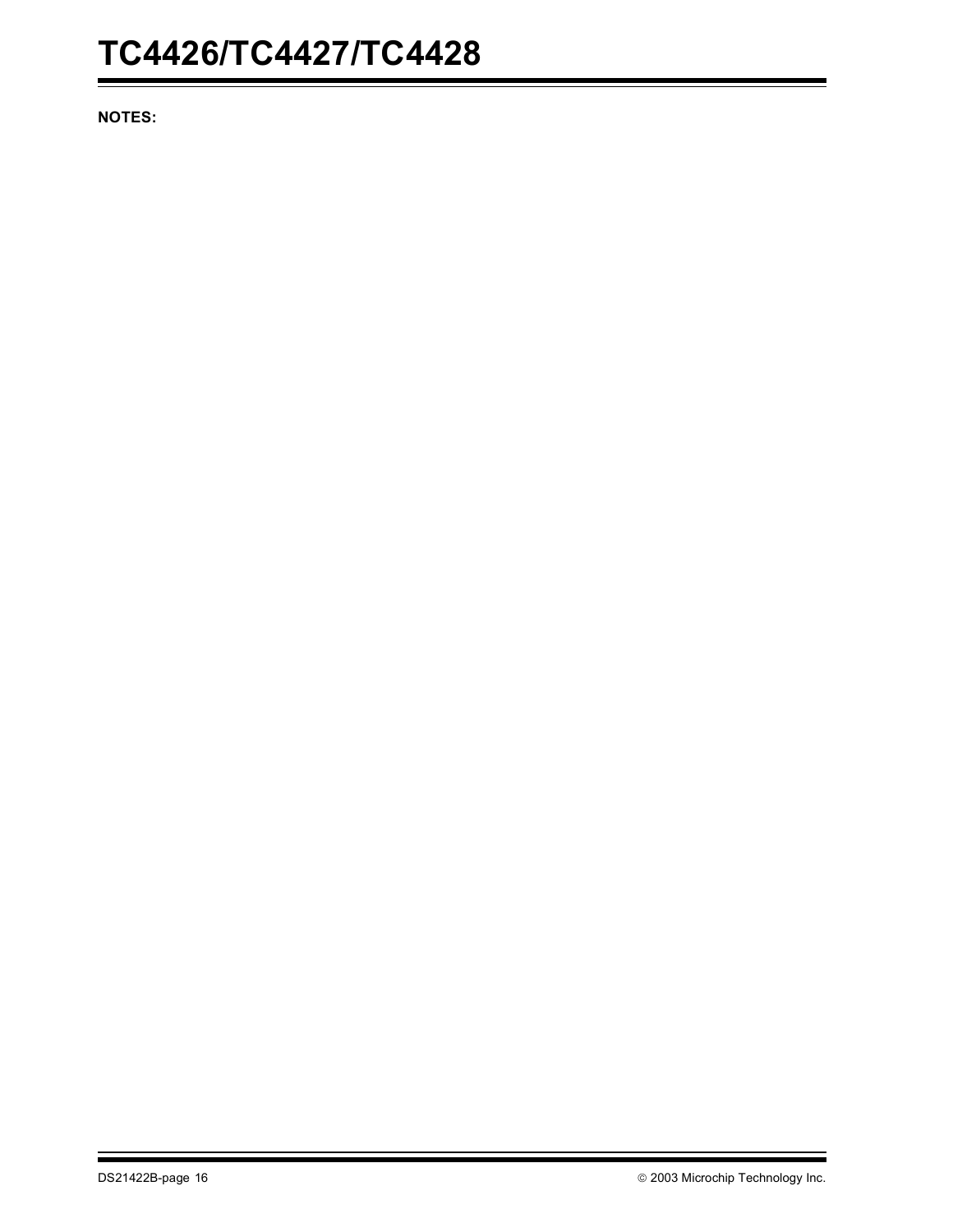**NOTES:**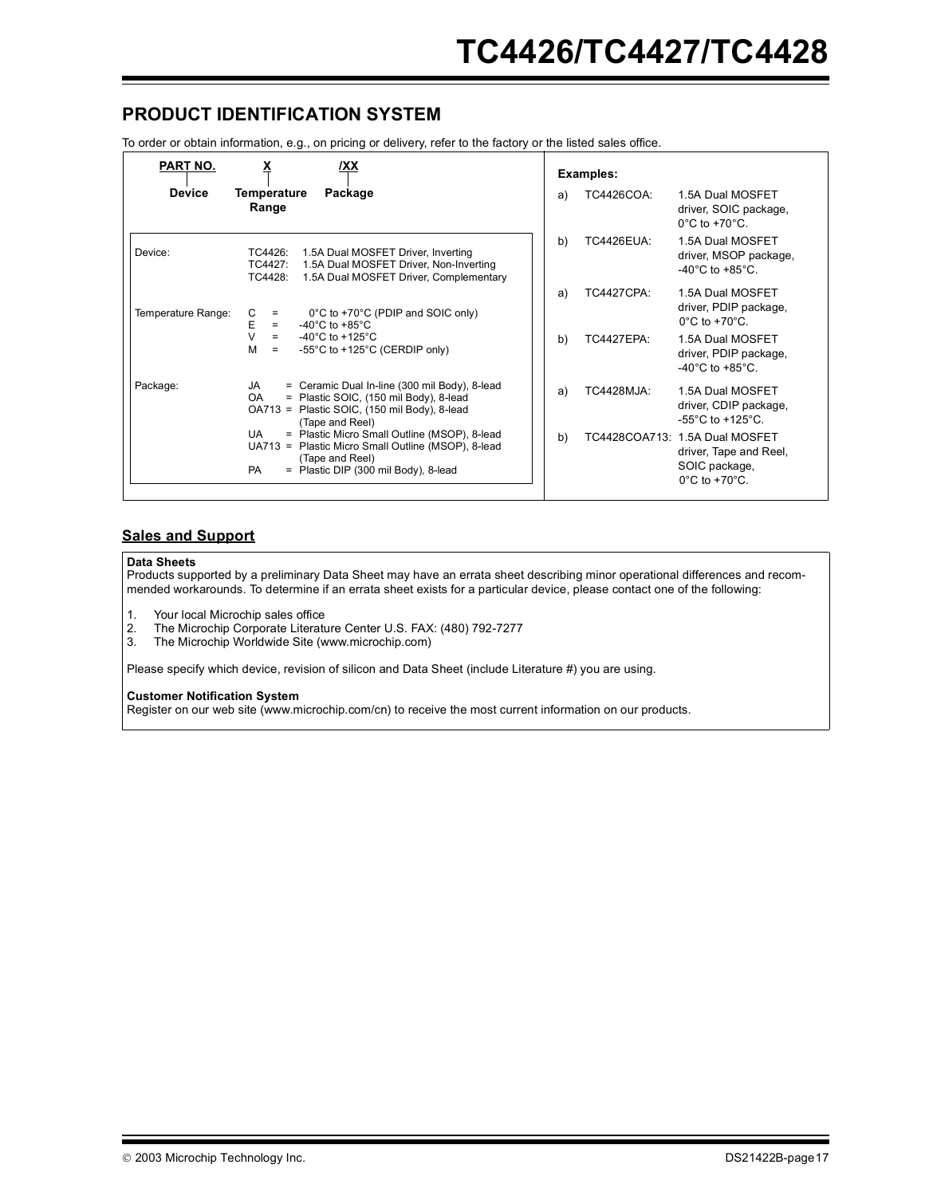## PRODUCT IDENTIFICATION SYSTEM

To order or obtain information, e.g., on pricing or delivery, refer to the factory or the listed sales office.

| PART NO. | X | /XX |
|---|---|---|
| Device | Temperature Range | Package |

Device:
- TC4426: 1.5A Dual MOSFET Driver, Inverting
- TC4427: 1.5A Dual MOSFET Driver, Non-Inverting
- TC4428: 1.5A Dual MOSFET Driver, Complementary

Temperature Range:
- C = 0°C to +70°C (PDIP and SOIC only)
- E = -40°C to +85°C
- V = -40°C to +125°C
- M = -55°C to +125°C (CERDIP only)

Package:
- JA = Ceramic Dual In-line (300 mil Body), 8-lead
- OA = Plastic SOIC, (150 mil Body), 8-lead
- OA713 = Plastic SOIC, (150 mil Body), 8-lead (Tape and Reel)
- UA = Plastic Micro Small Outline (MSOP), 8-lead
- UA713 = Plastic Micro Small Outline (MSOP), 8-lead (Tape and Reel)
- PA = Plastic DIP (300 mil Body), 8-lead

**Examples:**

a) TC4426COA: 1.5A Dual MOSFET driver, SOIC package, 0°C to +70°C.

b) TC4426EUA: 1.5A Dual MOSFET driver, MSOP package, -40°C to +85°C.

a) TC4427CPA: 1.5A Dual MOSFET driver, PDIP package, 0°C to +70°C.

b) TC4427EPA: 1.5A Dual MOSFET driver, PDIP package, -40°C to +85°C.

a) TC4428MJA: 1.5A Dual MOSFET driver, CDIP package, -55°C to +125°C.

b) TC4428COA713: 1.5A Dual MOSFET driver, Tape and Reel, SOIC package, 0°C to +70°C.

## Sales and Support

**Data Sheets**

Products supported by a preliminary Data Sheet may have an errata sheet describing minor operational differences and recommended workarounds. To determine if an errata sheet exists for a particular device, please contact one of the following:

1. Your local Microchip sales office
2. The Microchip Corporate Literature Center U.S. FAX: (480) 792-7277
3. The Microchip Worldwide Site (www.microchip.com)

Please specify which device, revision of silicon and Data Sheet (include Literature #) you are using.

**Customer Notification System**

Register on our web site (www.microchip.com/cn) to receive the most current information on our products.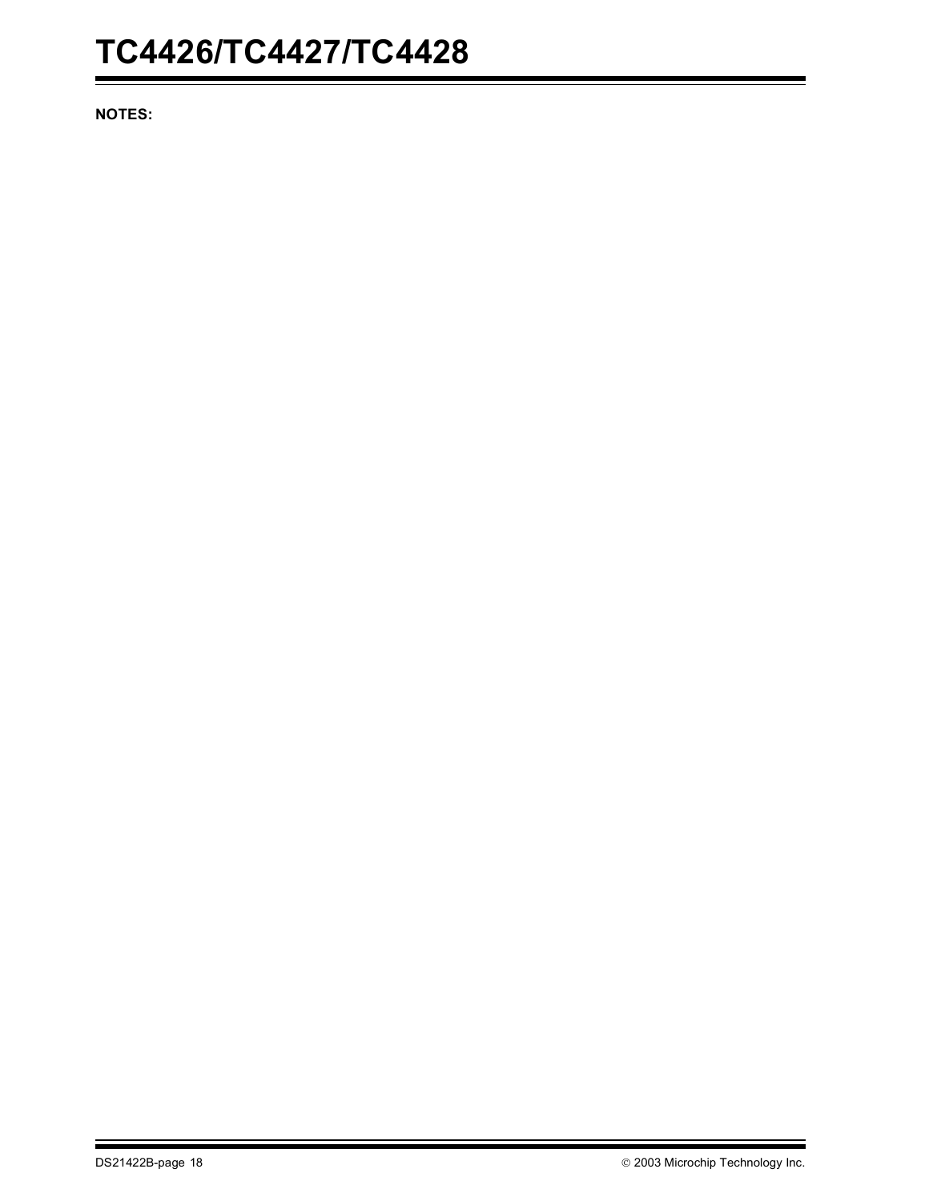**NOTES:**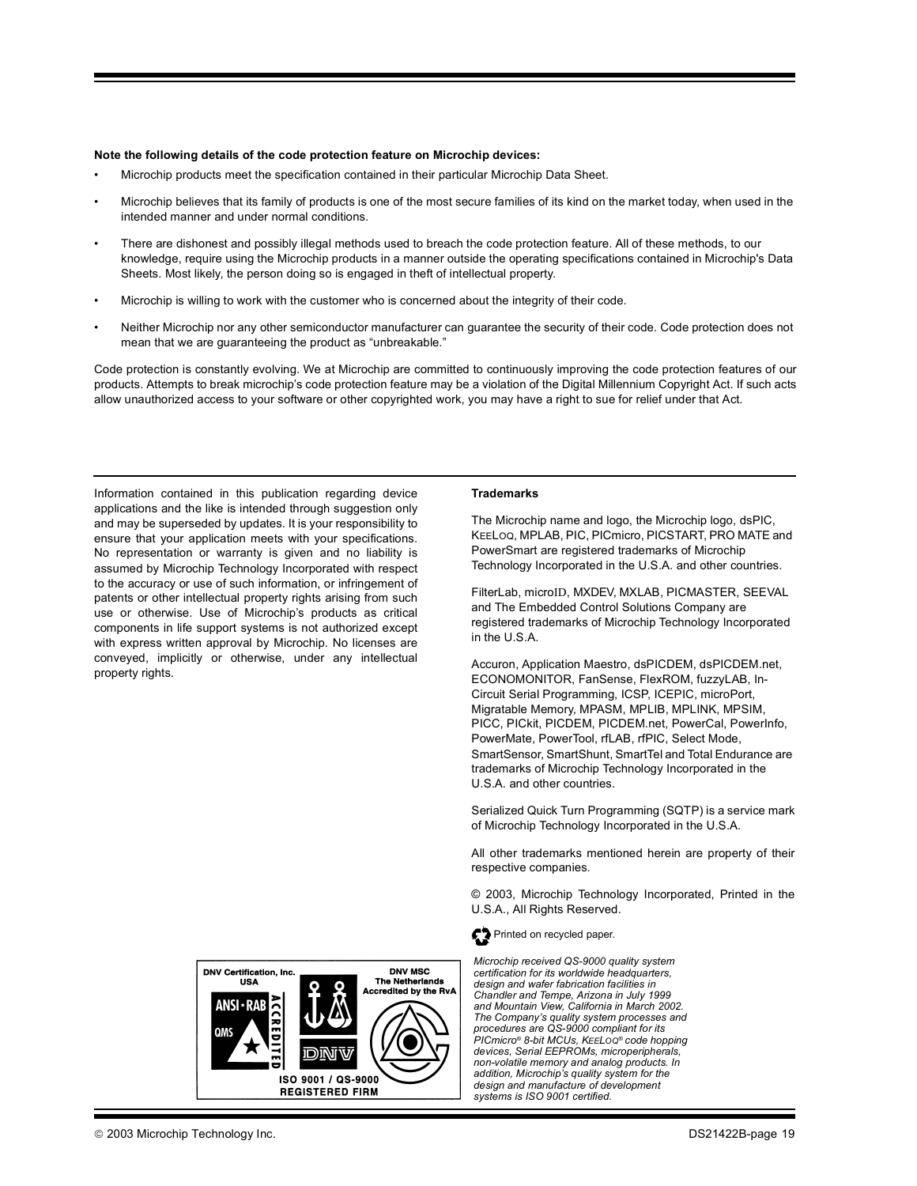**Note the following details of the code protection feature on Microchip devices:**

- Microchip products meet the specification contained in their particular Microchip Data Sheet.
- Microchip believes that its family of products is one of the most secure families of its kind on the market today, when used in the intended manner and under normal conditions.
- There are dishonest and possibly illegal methods used to breach the code protection feature. All of these methods, to our knowledge, require using the Microchip products in a manner outside the operating specifications contained in Microchip's Data Sheets. Most likely, the person doing so is engaged in theft of intellectual property.
- Microchip is willing to work with the customer who is concerned about the integrity of their code.
- Neither Microchip nor any other semiconductor manufacturer can guarantee the security of their code. Code protection does not mean that we are guaranteeing the product as “unbreakable.”

Code protection is constantly evolving. We at Microchip are committed to continuously improving the code protection features of our products. Attempts to break microchip’s code protection feature may be a violation of the Digital Millennium Copyright Act. If such acts allow unauthorized access to your software or other copyrighted work, you may have a right to sue for relief under that Act.

---

Information contained in this publication regarding device applications and the like is intended through suggestion only and may be superseded by updates. It is your responsibility to ensure that your application meets with your specifications. No representation or warranty is given and no liability is assumed by Microchip Technology Incorporated with respect to the accuracy or use of such information, or infringement of patents or other intellectual property rights arising from such use or otherwise. Use of Microchip’s products as critical components in life support systems is not authorized except with express written approval by Microchip. No licenses are conveyed, implicitly or otherwise, under any intellectual property rights.

**Trademarks**

The Microchip name and logo, the Microchip logo, dsPIC, KEELOQ, MPLAB, PIC, PICmicro, PICSTART, PRO MATE and PowerSmart are registered trademarks of Microchip Technology Incorporated in the U.S.A. and other countries.

FilterLab, microID, MXDEV, MXLAB, PICMASTER, SEEVAL and The Embedded Control Solutions Company are registered trademarks of Microchip Technology Incorporated in the U.S.A.

Accuron, Application Maestro, dsPICDEM, dsPICDEM.net, ECONOMONITOR, FanSense, FlexROM, fuzzyLAB, In-Circuit Serial Programming, ICSP, ICEPIC, microPort, Migratable Memory, MPASM, MPLIB, MPLINK, MPSIM, PICC, PICkit, PICDEM, PICDEM.net, PowerCal, PowerInfo, PowerMate, PowerTool, rfLAB, rfPIC, Select Mode, SmartSensor, SmartShunt, SmartTel and Total Endurance are trademarks of Microchip Technology Incorporated in the U.S.A. and other countries.

Serialized Quick Turn Programming (SQTP) is a service mark of Microchip Technology Incorporated in the U.S.A.

All other trademarks mentioned herein are property of their respective companies.

© 2003, Microchip Technology Incorporated, Printed in the U.S.A., All Rights Reserved.

Printed on recycled paper.

DNV Certification, Inc. USA — DNV MSC The Netherlands Accredited by the RvA — ISO 9001 / QS-9000 REGISTERED FIRM

*Microchip received QS-9000 quality system certification for its worldwide headquarters, design and wafer fabrication facilities in Chandler and Tempe, Arizona in July 1999 and Mountain View, California in March 2002. The Company’s quality system processes and procedures are QS-9000 compliant for its PICmicro® 8-bit MCUs, KEELOQ® code hopping devices, Serial EEPROMs, microperipherals, non-volatile memory and analog products. In addition, Microchip’s quality system for the design and manufacture of development systems is ISO 9001 certified.*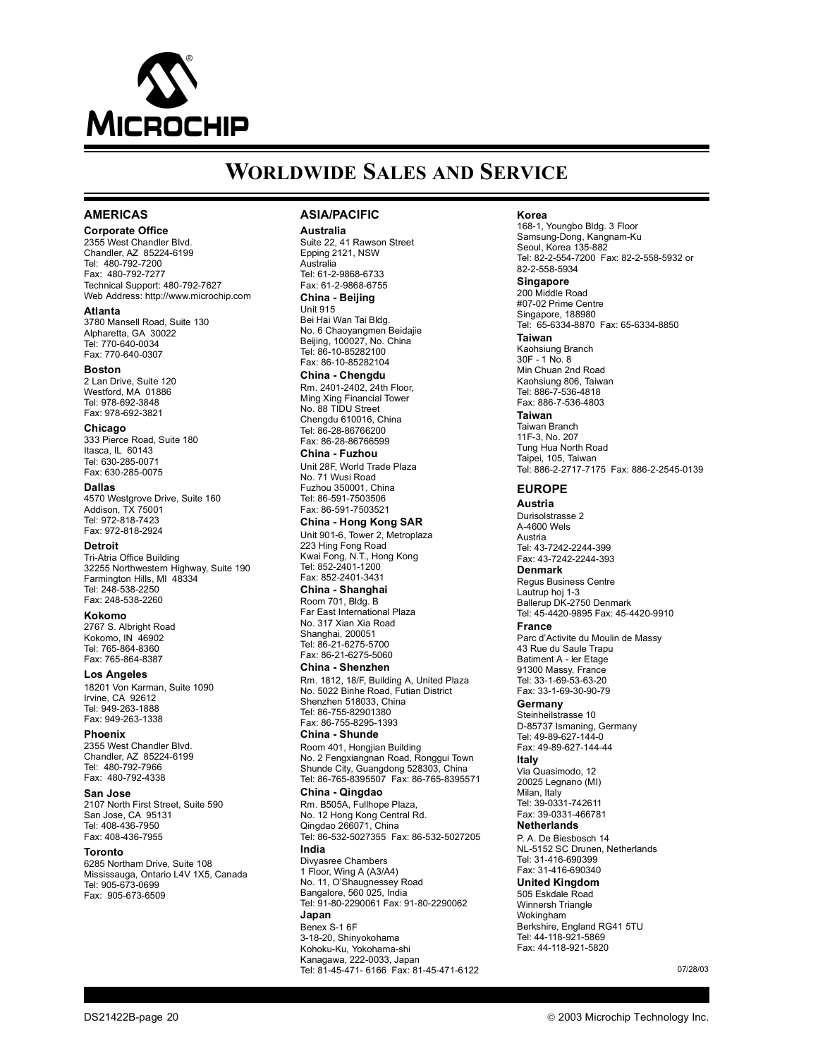# WORLDWIDE SALES AND SERVICE

## AMERICAS

**Corporate Office**
2355 West Chandler Blvd.
Chandler, AZ 85224-6199
Tel: 480-792-7200
Fax: 480-792-7277
Technical Support: 480-792-7627
Web Address: http://www.microchip.com

**Atlanta**
3780 Mansell Road, Suite 130
Alpharetta, GA 30022
Tel: 770-640-0034
Fax: 770-640-0307

**Boston**
2 Lan Drive, Suite 120
Westford, MA 01886
Tel: 978-692-3848
Fax: 978-692-3821

**Chicago**
333 Pierce Road, Suite 180
Itasca, IL 60143
Tel: 630-285-0071
Fax: 630-285-0075

**Dallas**
4570 Westgrove Drive, Suite 160
Addison, TX 75001
Tel: 972-818-7423
Fax: 972-818-2924

**Detroit**
Tri-Atria Office Building
32255 Northwestern Highway, Suite 190
Farmington Hills, MI 48334
Tel: 248-538-2250
Fax: 248-538-2260

**Kokomo**
2767 S. Albright Road
Kokomo, IN 46902
Tel: 765-864-8360
Fax: 765-864-8387

**Los Angeles**
18201 Von Karman, Suite 1090
Irvine, CA 92612
Tel: 949-263-1888
Fax: 949-263-1338

**Phoenix**
2355 West Chandler Blvd.
Chandler, AZ 85224-6199
Tel: 480-792-7966
Fax: 480-792-4338

**San Jose**
2107 North First Street, Suite 590
San Jose, CA 95131
Tel: 408-436-7950
Fax: 408-436-7955

**Toronto**
6285 Northam Drive, Suite 108
Mississauga, Ontario L4V 1X5, Canada
Tel: 905-673-0699
Fax: 905-673-6509

## ASIA/PACIFIC

**Australia**
Suite 22, 41 Rawson Street
Epping 2121, NSW
Australia
Tel: 61-2-9868-6733
Fax: 61-2-9868-6755

**China - Beijing**
Unit 915
Bei Hai Wan Tai Bldg.
No. 6 Chaoyangmen Beidajie
Beijing, 100027, No. China
Tel: 86-10-85282100
Fax: 86-10-85282104

**China - Chengdu**
Rm. 2401-2402, 24th Floor,
Ming Xing Financial Tower
No. 88 TIDU Street
Chengdu 610016, China
Tel: 86-28-86766200
Fax: 86-28-86766599

**China - Fuzhou**
Unit 28F, World Trade Plaza
No. 71 Wusi Road
Fuzhou 350001, China
Tel: 86-591-7503506
Fax: 86-591-7503521

**China - Hong Kong SAR**
Unit 901-6, Tower 2, Metroplaza
223 Hing Fong Road
Kwai Fong, N.T., Hong Kong
Tel: 852-2401-1200
Fax: 852-2401-3431

**China - Shanghai**
Room 701, Bldg. B
Far East International Plaza
No. 317 Xian Xia Road
Shanghai, 200051
Tel: 86-21-6275-5700
Fax: 86-21-6275-5060

**China - Shenzhen**
Rm. 1812, 18/F, Building A, United Plaza
No. 5022 Binhe Road, Futian District
Shenzhen 518033, China
Tel: 86-755-82901380
Fax: 86-755-8295-1393

**China - Shunde**
Room 401, Hongjian Building
No. 2 Fengxiangnan Road, Ronggui Town
Shunde City, Guangdong 528303, China
Tel: 86-765-8395507 Fax: 86-765-8395571

**China - Qingdao**
Rm. B505A, Fullhope Plaza,
No. 12 Hong Kong Central Rd.
Qingdao 266071, China
Tel: 86-532-5027355 Fax: 86-532-5027205

**India**
Divyasree Chambers
1 Floor, Wing A (A3/A4)
No. 11, O'Shaugnessey Road
Bangalore, 560 025, India
Tel: 91-80-2290061 Fax: 91-80-2290062

**Japan**
Benex S-1 6F
3-18-20, Shinyokohama
Kohoku-Ku, Yokohama-shi
Kanagawa, 222-0033, Japan
Tel: 81-45-471- 6166 Fax: 81-45-471-6122

**Korea**
168-1, Youngbo Bldg. 3 Floor
Samsung-Dong, Kangnam-Ku
Seoul, Korea 135-882
Tel: 82-2-554-7200 Fax: 82-2-558-5932 or 82-2-558-5934

**Singapore**
200 Middle Road
#07-02 Prime Centre
Singapore, 188980
Tel: 65-6334-8870 Fax: 65-6334-8850

**Taiwan**
Kaohsiung Branch
30F - 1 No. 8
Min Chuan 2nd Road
Kaohsiung 806, Taiwan
Tel: 886-7-536-4818
Fax: 886-7-536-4803

**Taiwan**
Taiwan Branch
11F-3, No. 207
Tung Hua North Road
Taipei, 105, Taiwan
Tel: 886-2-2717-7175 Fax: 886-2-2545-0139

## EUROPE

**Austria**
Durisolstrasse 2
A-4600 Wels
Austria
Tel: 43-7242-2244-399
Fax: 43-7242-2244-393

**Denmark**
Regus Business Centre
Lautrup hoj 1-3
Ballerup DK-2750 Denmark
Tel: 45-4420-9895 Fax: 45-4420-9910

**France**
Parc d'Activite du Moulin de Massy
43 Rue du Saule Trapu
Batiment A - ler Etage
91300 Massy, France
Tel: 33-1-69-53-63-20
Fax: 33-1-69-30-90-79

**Germany**
Steinheilstrasse 10
D-85737 Ismaning, Germany
Tel: 49-89-627-144-0
Fax: 49-89-627-144-44

**Italy**
Via Quasimodo, 12
20025 Legnano (MI)
Milan, Italy
Tel: 39-0331-742611
Fax: 39-0331-466781

**Netherlands**
P. A. De Biesbosch 14
NL-5152 SC Drunen, Netherlands
Tel: 31-416-690399
Fax: 31-416-690340

**United Kingdom**
505 Eskdale Road
Winnersh Triangle
Wokingham
Berkshire, England RG41 5TU
Tel: 44-118-921-5869
Fax: 44-118-921-5820

07/28/03